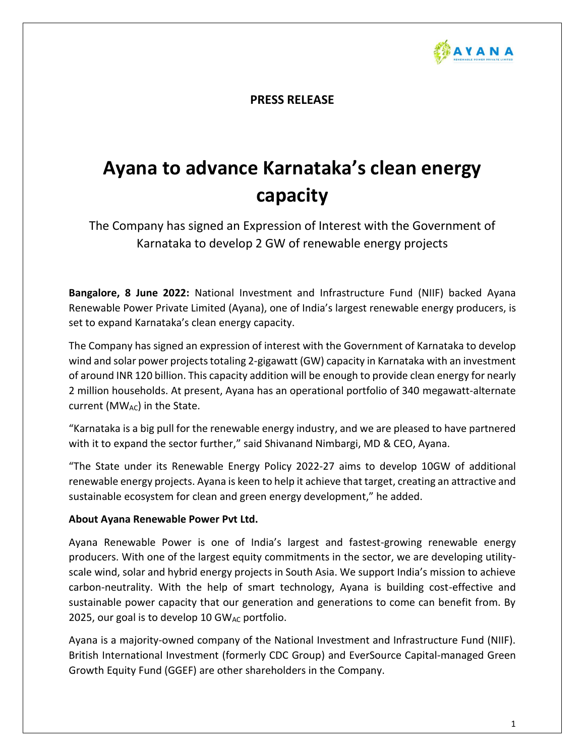**PRESS RELEASE**

# Ayana to advance Karnataka's clean energy capacity

The Company has signed an Expression of Interest with the Government of Karnataka to develop 2 GW of renewable energy projects

**Bangalore, 8 June 2022:** National Investment and Infrastructure Fund (NIIF) backed Ayana Renewable Power Private Limited (Ayana), one of India's largest renewable energy producers, is set to expand Karnataka's clean energy capacity.

The Company has signed an expression of interest with the Government of Karnataka to develop wind and solar power projects totaling 2-gigawatt (GW) capacity in Karnataka with an investment of around INR 120 billion. This capacity addition will be enough to provide clean energy for nearly 2 million households. At present, Ayana has an operational portfolio of 340 megawatt-alternate current ($MW_{AC}$) in the State.

"Karnataka is a big pull for the renewable energy industry, and we are pleased to have partnered with it to expand the sector further," said Shivanand Nimbargi, MD & CEO, Ayana.

"The State under its Renewable Energy Policy 2022-27 aims to develop 10GW of additional renewable energy projects. Ayana is keen to help it achieve that target, creating an attractive and sustainable ecosystem for clean and green energy development," he added.

**About Ayana Renewable Power Pvt Ltd.**

Ayana Renewable Power is one of India's largest and fastest-growing renewable energy producers. With one of the largest equity commitments in the sector, we are developing utility-scale wind, solar and hybrid energy projects in South Asia. We support India's mission to achieve carbon-neutrality. With the help of smart technology, Ayana is building cost-effective and sustainable power capacity that our generation and generations to come can benefit from. By 2025, our goal is to develop 10 $GW_{AC}$ portfolio.

Ayana is a majority-owned company of the National Investment and Infrastructure Fund (NIIF). British International Investment (formerly CDC Group) and EverSource Capital-managed Green Growth Equity Fund (GGEF) are other shareholders in the Company.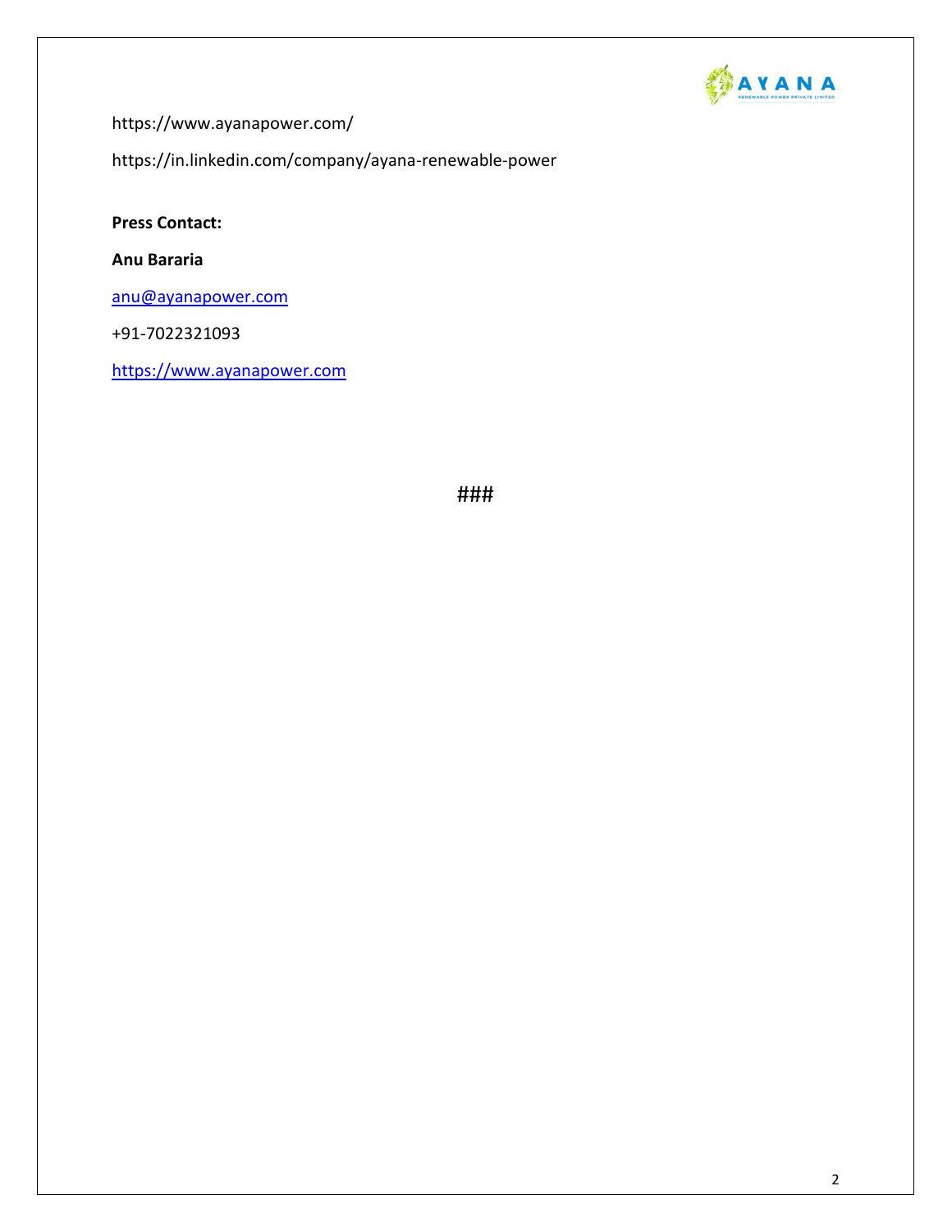https://www.ayanapower.com/

https://in.linkedin.com/company/ayana-renewable-power

**Press Contact:**

**Anu Bararia**

anu@ayanapower.com

+91-7022321093

https://www.ayanapower.com

###